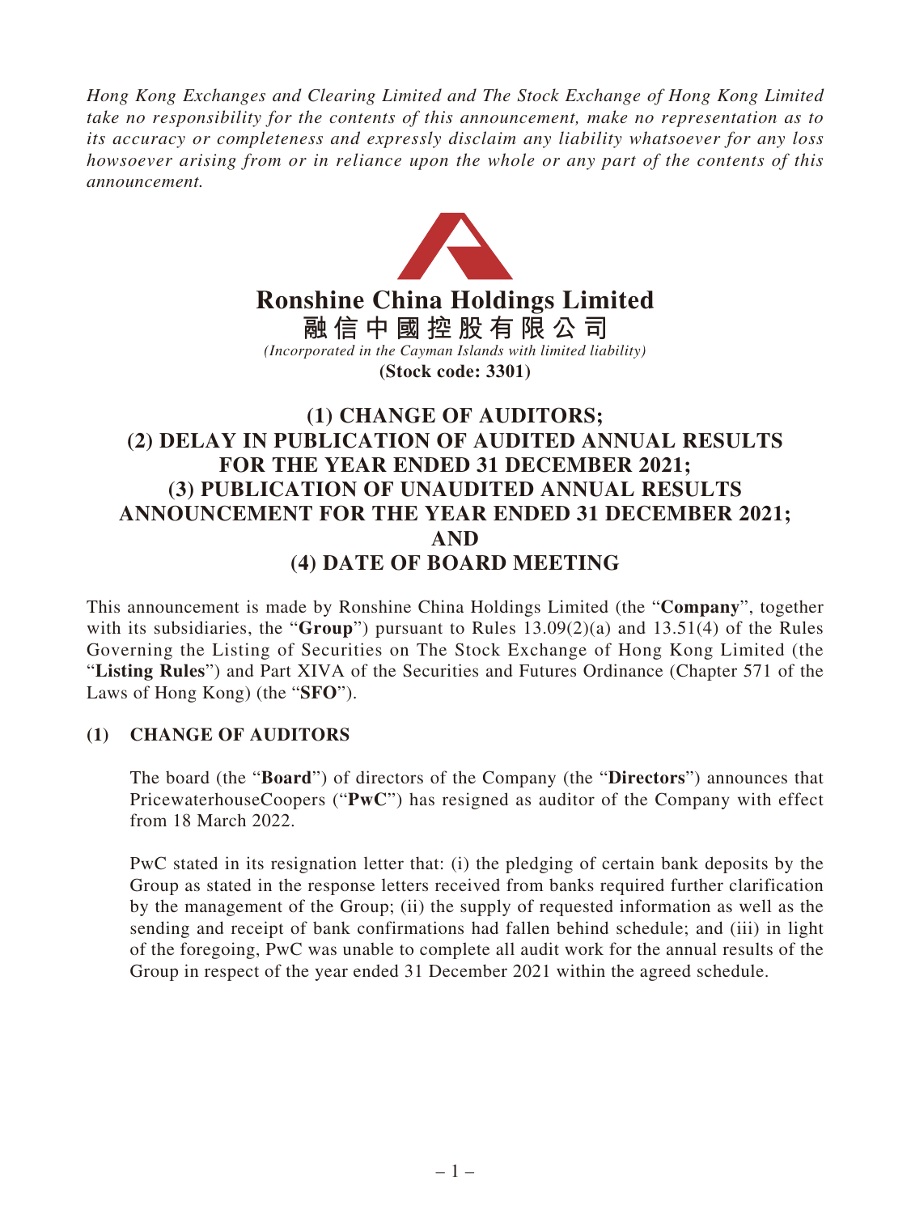*Hong Kong Exchanges and Clearing Limited and The Stock Exchange of Hong Kong Limited take no responsibility for the contents of this announcement, make no representation as to its accuracy or completeness and expressly disclaim any liability whatsoever for any loss howsoever arising from or in reliance upon the whole or any part of the contents of this announcement.*

# Ronshine China Holdings Limited

# 融信中國控股有限公司

*(Incorporated in the Cayman Islands with limited liability)*

**(Stock code: 3301)**

# (1) CHANGE OF AUDITORS; (2) DELAY IN PUBLICATION OF AUDITED ANNUAL RESULTS FOR THE YEAR ENDED 31 DECEMBER 2021; (3) PUBLICATION OF UNAUDITED ANNUAL RESULTS ANNOUNCEMENT FOR THE YEAR ENDED 31 DECEMBER 2021; AND (4) DATE OF BOARD MEETING

This announcement is made by Ronshine China Holdings Limited (the "**Company**", together with its subsidiaries, the "**Group**") pursuant to Rules 13.09(2)(a) and 13.51(4) of the Rules Governing the Listing of Securities on The Stock Exchange of Hong Kong Limited (the "**Listing Rules**") and Part XIVA of the Securities and Futures Ordinance (Chapter 571 of the Laws of Hong Kong) (the "**SFO**").

## (1) CHANGE OF AUDITORS

The board (the "**Board**") of directors of the Company (the "**Directors**") announces that PricewaterhouseCoopers ("**PwC**") has resigned as auditor of the Company with effect from 18 March 2022.

PwC stated in its resignation letter that: (i) the pledging of certain bank deposits by the Group as stated in the response letters received from banks required further clarification by the management of the Group; (ii) the supply of requested information as well as the sending and receipt of bank confirmations had fallen behind schedule; and (iii) in light of the foregoing, PwC was unable to complete all audit work for the annual results of the Group in respect of the year ended 31 December 2021 within the agreed schedule.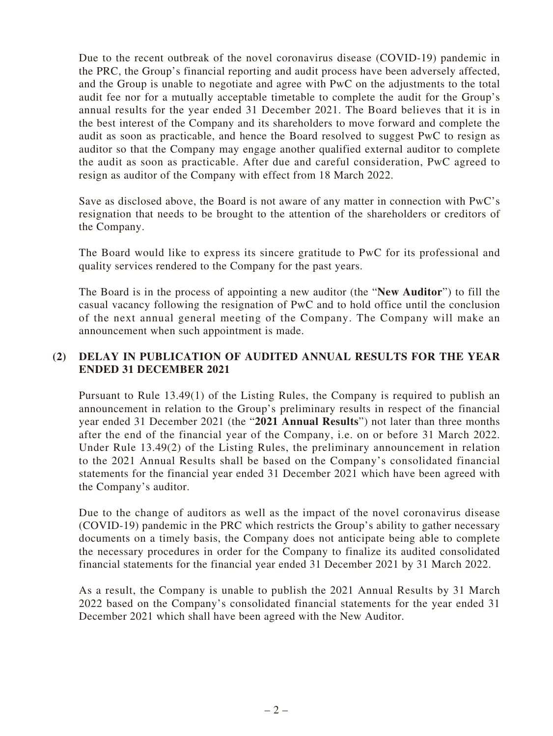Due to the recent outbreak of the novel coronavirus disease (COVID-19) pandemic in the PRC, the Group's financial reporting and audit process have been adversely affected, and the Group is unable to negotiate and agree with PwC on the adjustments to the total audit fee nor for a mutually acceptable timetable to complete the audit for the Group's annual results for the year ended 31 December 2021. The Board believes that it is in the best interest of the Company and its shareholders to move forward and complete the audit as soon as practicable, and hence the Board resolved to suggest PwC to resign as auditor so that the Company may engage another qualified external auditor to complete the audit as soon as practicable. After due and careful consideration, PwC agreed to resign as auditor of the Company with effect from 18 March 2022.

Save as disclosed above, the Board is not aware of any matter in connection with PwC's resignation that needs to be brought to the attention of the shareholders or creditors of the Company.

The Board would like to express its sincere gratitude to PwC for its professional and quality services rendered to the Company for the past years.

The Board is in the process of appointing a new auditor (the "**New Auditor**") to fill the casual vacancy following the resignation of PwC and to hold office until the conclusion of the next annual general meeting of the Company. The Company will make an announcement when such appointment is made.

## (2) DELAY IN PUBLICATION OF AUDITED ANNUAL RESULTS FOR THE YEAR ENDED 31 DECEMBER 2021

Pursuant to Rule 13.49(1) of the Listing Rules, the Company is required to publish an announcement in relation to the Group's preliminary results in respect of the financial year ended 31 December 2021 (the "**2021 Annual Results**") not later than three months after the end of the financial year of the Company, i.e. on or before 31 March 2022. Under Rule 13.49(2) of the Listing Rules, the preliminary announcement in relation to the 2021 Annual Results shall be based on the Company's consolidated financial statements for the financial year ended 31 December 2021 which have been agreed with the Company's auditor.

Due to the change of auditors as well as the impact of the novel coronavirus disease (COVID-19) pandemic in the PRC which restricts the Group's ability to gather necessary documents on a timely basis, the Company does not anticipate being able to complete the necessary procedures in order for the Company to finalize its audited consolidated financial statements for the financial year ended 31 December 2021 by 31 March 2022.

As a result, the Company is unable to publish the 2021 Annual Results by 31 March 2022 based on the Company's consolidated financial statements for the year ended 31 December 2021 which shall have been agreed with the New Auditor.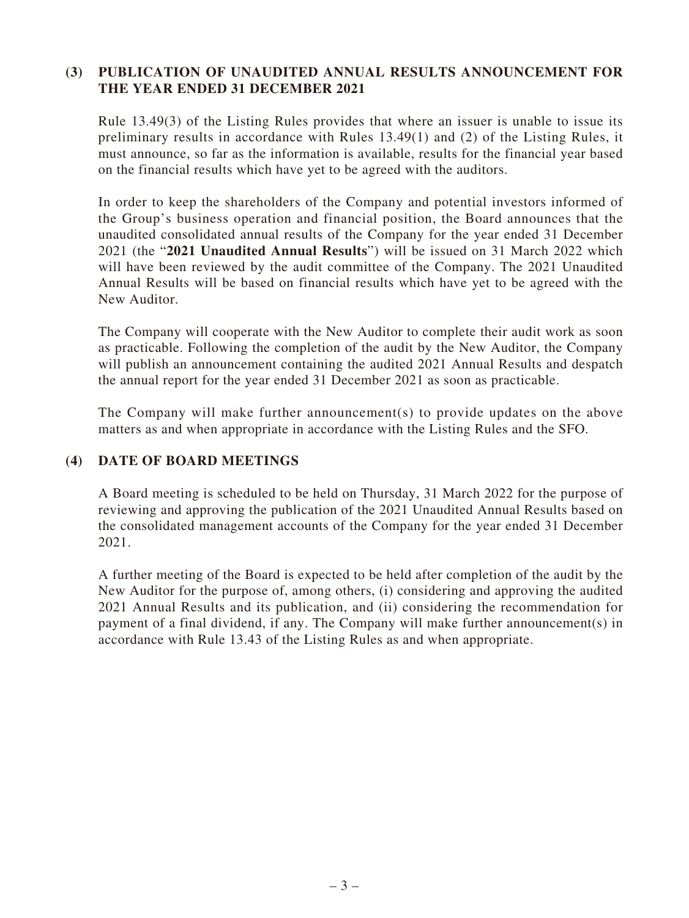## (3) PUBLICATION OF UNAUDITED ANNUAL RESULTS ANNOUNCEMENT FOR THE YEAR ENDED 31 DECEMBER 2021

Rule 13.49(3) of the Listing Rules provides that where an issuer is unable to issue its preliminary results in accordance with Rules 13.49(1) and (2) of the Listing Rules, it must announce, so far as the information is available, results for the financial year based on the financial results which have yet to be agreed with the auditors.

In order to keep the shareholders of the Company and potential investors informed of the Group's business operation and financial position, the Board announces that the unaudited consolidated annual results of the Company for the year ended 31 December 2021 (the "**2021 Unaudited Annual Results**") will be issued on 31 March 2022 which will have been reviewed by the audit committee of the Company. The 2021 Unaudited Annual Results will be based on financial results which have yet to be agreed with the New Auditor.

The Company will cooperate with the New Auditor to complete their audit work as soon as practicable. Following the completion of the audit by the New Auditor, the Company will publish an announcement containing the audited 2021 Annual Results and despatch the annual report for the year ended 31 December 2021 as soon as practicable.

The Company will make further announcement(s) to provide updates on the above matters as and when appropriate in accordance with the Listing Rules and the SFO.

## (4) DATE OF BOARD MEETINGS

A Board meeting is scheduled to be held on Thursday, 31 March 2022 for the purpose of reviewing and approving the publication of the 2021 Unaudited Annual Results based on the consolidated management accounts of the Company for the year ended 31 December 2021.

A further meeting of the Board is expected to be held after completion of the audit by the New Auditor for the purpose of, among others, (i) considering and approving the audited 2021 Annual Results and its publication, and (ii) considering the recommendation for payment of a final dividend, if any. The Company will make further announcement(s) in accordance with Rule 13.43 of the Listing Rules as and when appropriate.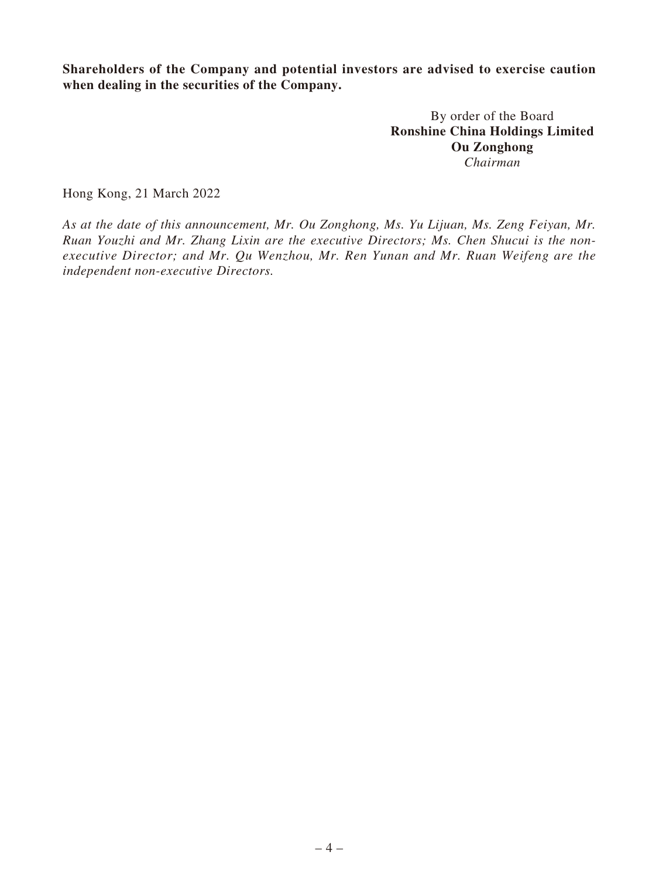**Shareholders of the Company and potential investors are advised to exercise caution when dealing in the securities of the Company.**

By order of the Board
**Ronshine China Holdings Limited**
**Ou Zonghong**
*Chairman*

Hong Kong, 21 March 2022

*As at the date of this announcement, Mr. Ou Zonghong, Ms. Yu Lijuan, Ms. Zeng Feiyan, Mr. Ruan Youzhi and Mr. Zhang Lixin are the executive Directors; Ms. Chen Shucui is the non-executive Director; and Mr. Qu Wenzhou, Mr. Ren Yunan and Mr. Ruan Weifeng are the independent non-executive Directors.*